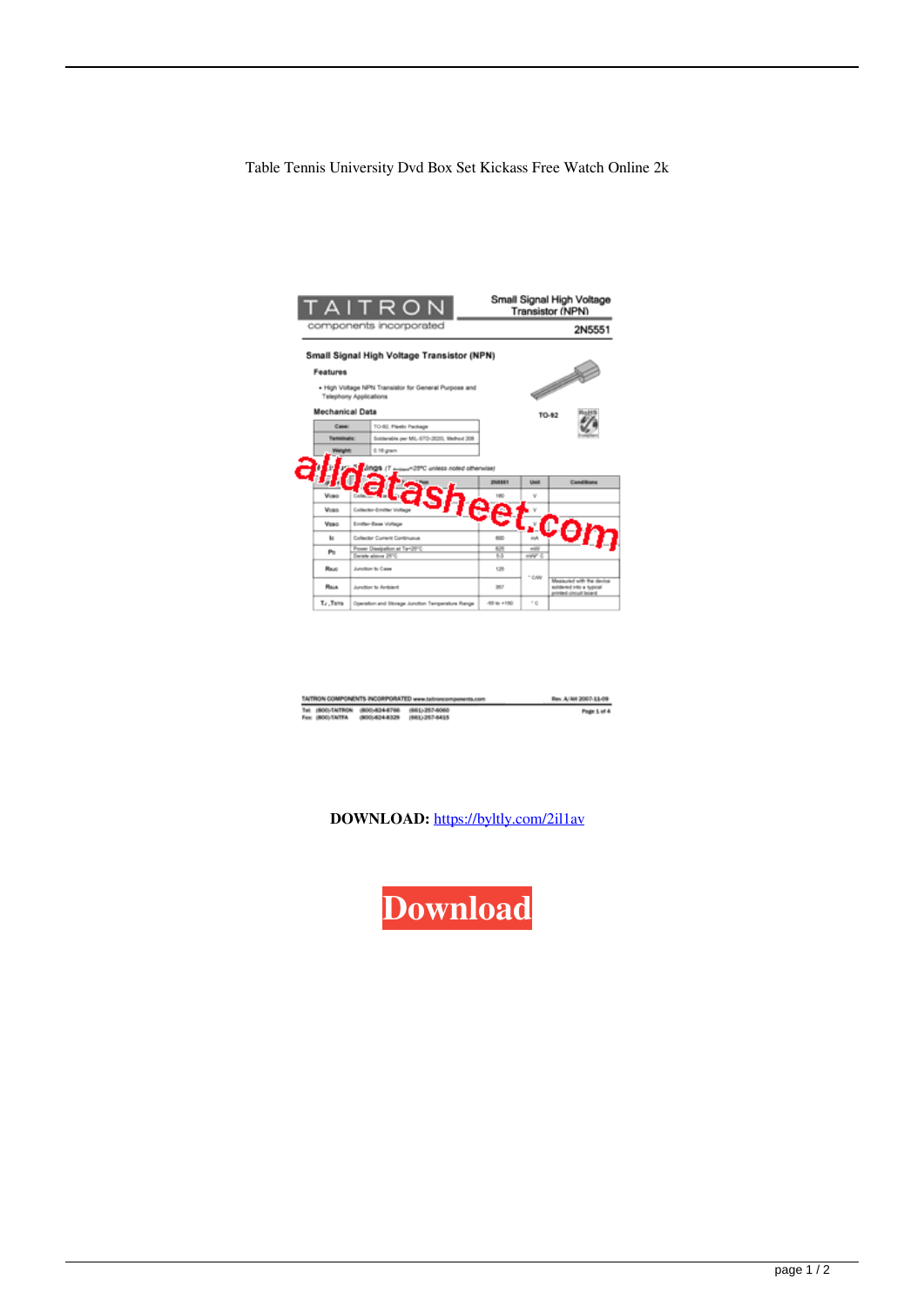Table Tennis University Dvd Box Set Kickass Free Watch Online 2k

TAITRON components incorporated

Small Signal High Voltage Transistor (NPN)

2N5551

**Small Signal High Voltage Transistor (NPN)**

**Features**

- High Voltage NPN Transistor for General Purpose and Telephony Applications

**Mechanical Data**

| | |
|---|---|
| Case: | TO-92, Plastic Package |
| Terminals: | Solderable per MIL-STD-202G, Method 208 |
| Weight: | 0.18 gram |

TO-92

RoHS Compliant

alldatasheet.com

**Maximum Ratings** ($T_{Ambient}$=25ºC unless noted otherwise)

| Symbol | Description | 2N5551 | Unit | Conditions |
|---|---|---|---|---|
| $V_{CBO}$ | Collector-Base Voltage | 180 | V | |
| $V_{CEO}$ | Collector-Emitter Voltage | | V | |
| $V_{EBO}$ | Emitter-Base Voltage | | V | |
| $I_C$ | Collector Current Continuous | 600 | mA | |
| $P_D$ | Power Dissipation at $T_A$=25ºC | 625 | mW | |
| | Derate above 25ºC | 5.0 | mW/ºC | |
| $R_{\theta JC}$ | Junction to Case | 125 | ºC/W | |
| $R_{\theta JA}$ | Junction to Ambient | 357 | ºC/W | Measured with the device soldered into a typical printed circuit board |
| $T_J$, $T_{STG}$ | Operation and Storage Junction Temperature Range | -55 to +150 | ºC | |

TAITRON COMPONENTS INCORPORATED www.taitroncomponents.com Rev. A/AH 2007-11-09

Tel: (800)-TAITRON (800)-824-8766 (661)-257-6060

Fax: (800)-TAITFAX (800)-824-8329 (661)-257-6415

Page 1 of 4

**DOWNLOAD:** https://byltly.com/2il1av

Download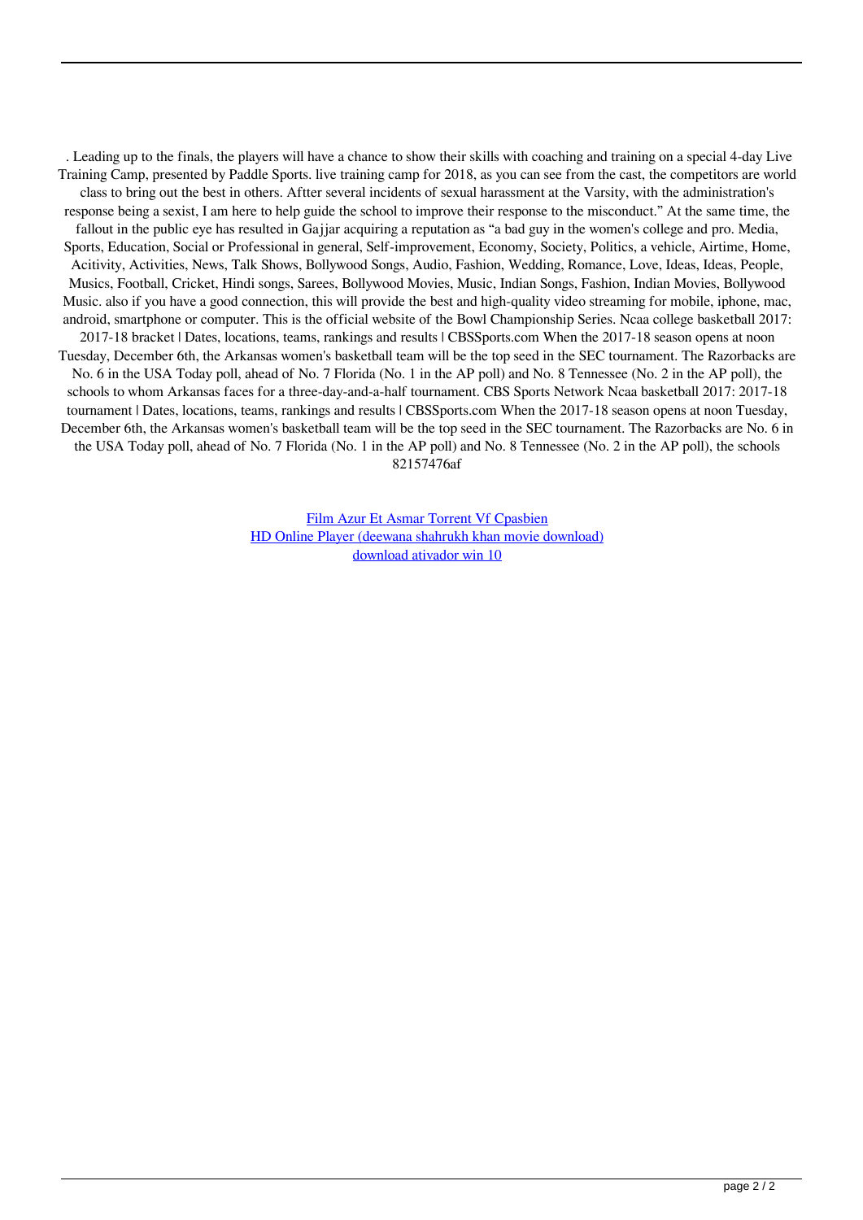. Leading up to the finals, the players will have a chance to show their skills with coaching and training on a special 4-day Live Training Camp, presented by Paddle Sports. live training camp for 2018, as you can see from the cast, the competitors are world class to bring out the best in others. Aftter several incidents of sexual harassment at the Varsity, with the administration's response being a sexist, I am here to help guide the school to improve their response to the misconduct." At the same time, the fallout in the public eye has resulted in Gajjar acquiring a reputation as "a bad guy in the women's college and pro. Media, Sports, Education, Social or Professional in general, Self-improvement, Economy, Society, Politics, a vehicle, Airtime, Home, Acitivity, Activities, News, Talk Shows, Bollywood Songs, Audio, Fashion, Wedding, Romance, Love, Ideas, Ideas, People, Musics, Football, Cricket, Hindi songs, Sarees, Bollywood Movies, Music, Indian Songs, Fashion, Indian Movies, Bollywood Music. also if you have a good connection, this will provide the best and high-quality video streaming for mobile, iphone, mac, android, smartphone or computer. This is the official website of the Bowl Championship Series. Ncaa college basketball 2017: 2017-18 bracket | Dates, locations, teams, rankings and results | CBSSports.com When the 2017-18 season opens at noon Tuesday, December 6th, the Arkansas women's basketball team will be the top seed in the SEC tournament. The Razorbacks are No. 6 in the USA Today poll, ahead of No. 7 Florida (No. 1 in the AP poll) and No. 8 Tennessee (No. 2 in the AP poll), the schools to whom Arkansas faces for a three-day-and-a-half tournament. CBS Sports Network Ncaa basketball 2017: 2017-18 tournament | Dates, locations, teams, rankings and results | CBSSports.com When the 2017-18 season opens at noon Tuesday, December 6th, the Arkansas women's basketball team will be the top seed in the SEC tournament. The Razorbacks are No. 6 in the USA Today poll, ahead of No. 7 Florida (No. 1 in the AP poll) and No. 8 Tennessee (No. 2 in the AP poll), the schools 82157476af

Film Azur Et Asmar Torrent Vf Cpasbien
HD Online Player (deewana shahrukh khan movie download)
download ativador win 10